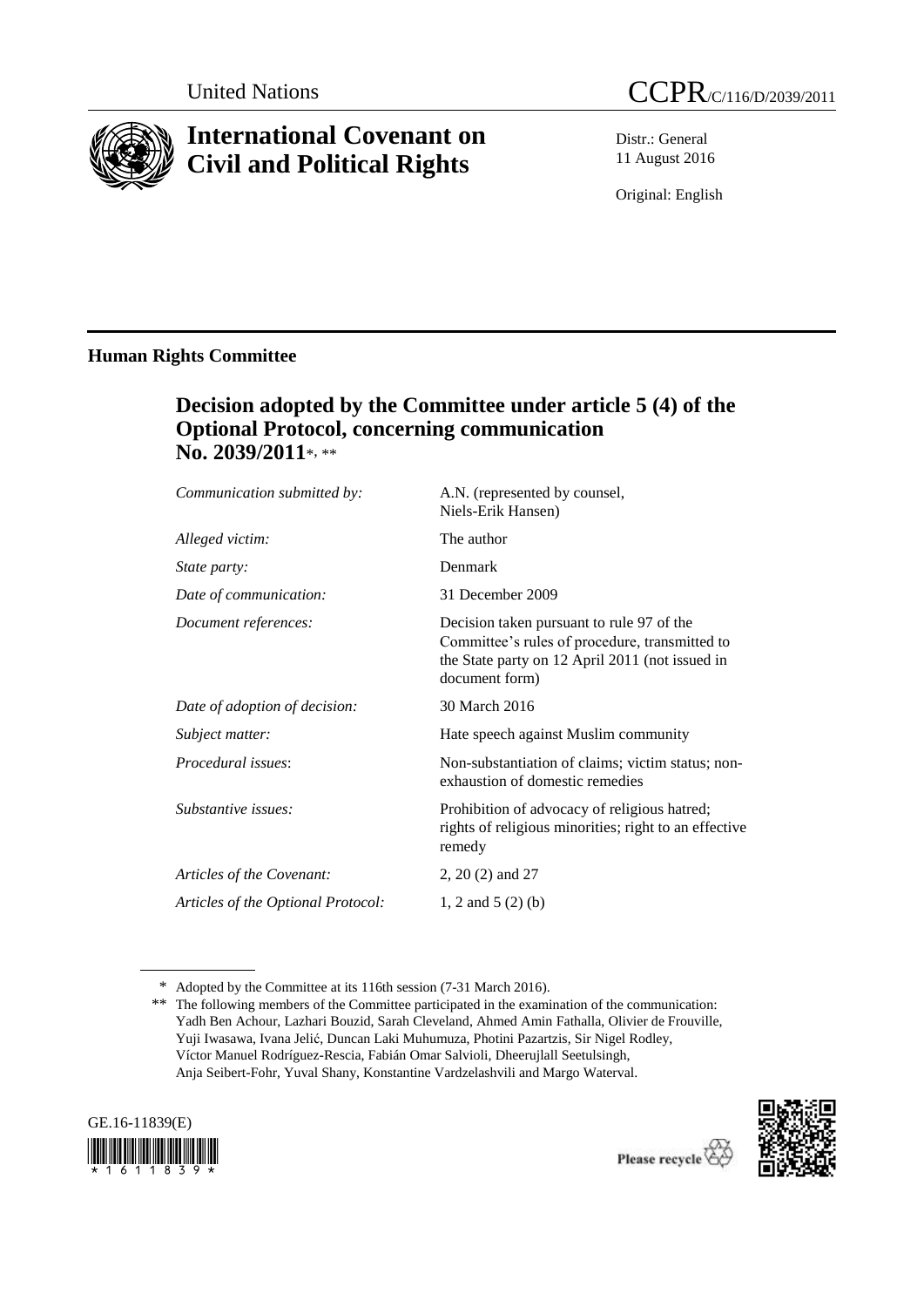United Nations

# International Covenant on Civil and Political Rights

CCPR/C/116/D/2039/2011

Distr.: General
11 August 2016

Original: English

## Human Rights Committee

### Decision adopted by the Committee under article 5 (4) of the Optional Protocol, concerning communication No. 2039/2011*, **

| | |
|---|---|
| *Communication submitted by:* | A.N. (represented by counsel, Niels-Erik Hansen) |
| *Alleged victim:* | The author |
| *State party:* | Denmark |
| *Date of communication:* | 31 December 2009 |
| *Document references:* | Decision taken pursuant to rule 97 of the Committee's rules of procedure, transmitted to the State party on 12 April 2011 (not issued in document form) |
| *Date of adoption of decision:* | 30 March 2016 |
| *Subject matter:* | Hate speech against Muslim community |
| *Procedural issues:* | Non-substantiation of claims; victim status; non-exhaustion of domestic remedies |
| *Substantive issues:* | Prohibition of advocacy of religious hatred; rights of religious minorities; right to an effective remedy |
| *Articles of the Covenant:* | 2, 20 (2) and 27 |
| *Articles of the Optional Protocol:* | 1, 2 and 5 (2) (b) |

---

\* Adopted by the Committee at its 116th session (7-31 March 2016).

\*\* The following members of the Committee participated in the examination of the communication: Yadh Ben Achour, Lazhari Bouzid, Sarah Cleveland, Ahmed Amin Fathalla, Olivier de Frouville, Yuji Iwasawa, Ivana Jelić, Duncan Laki Muhumuza, Photini Pazartzis, Sir Nigel Rodley, Víctor Manuel Rodríguez-Rescia, Fabián Omar Salvioli, Dheerujlall Seetulsingh, Anja Seibert-Fohr, Yuval Shany, Konstantine Vardzelashvili and Margo Waterval.

GE.16-11839(E)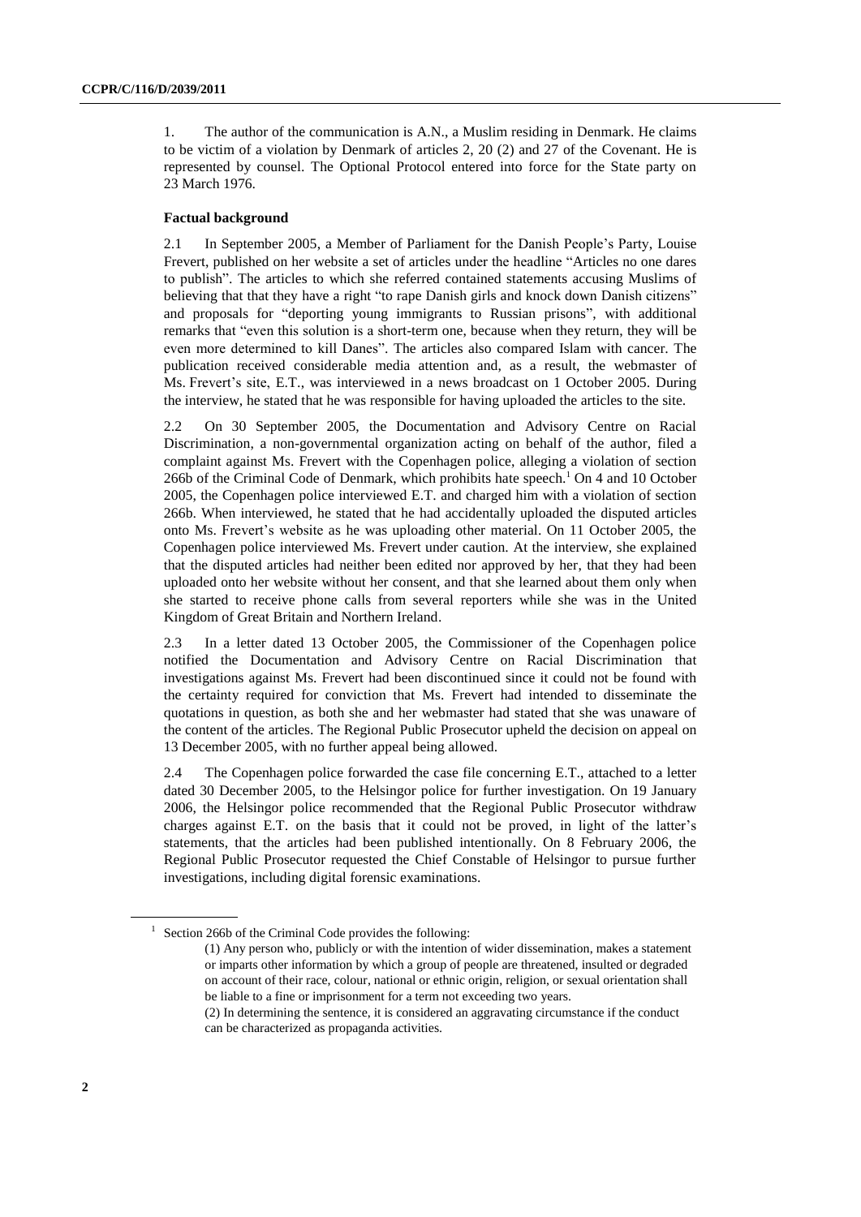1. The author of the communication is A.N., a Muslim residing in Denmark. He claims to be victim of a violation by Denmark of articles 2, 20 (2) and 27 of the Covenant. He is represented by counsel. The Optional Protocol entered into force for the State party on 23 March 1976.

**Factual background**

2.1 In September 2005, a Member of Parliament for the Danish People's Party, Louise Frevert, published on her website a set of articles under the headline "Articles no one dares to publish". The articles to which she referred contained statements accusing Muslims of believing that that they have a right "to rape Danish girls and knock down Danish citizens" and proposals for "deporting young immigrants to Russian prisons", with additional remarks that "even this solution is a short-term one, because when they return, they will be even more determined to kill Danes". The articles also compared Islam with cancer. The publication received considerable media attention and, as a result, the webmaster of Ms. Frevert's site, E.T., was interviewed in a news broadcast on 1 October 2005. During the interview, he stated that he was responsible for having uploaded the articles to the site.

2.2 On 30 September 2005, the Documentation and Advisory Centre on Racial Discrimination, a non-governmental organization acting on behalf of the author, filed a complaint against Ms. Frevert with the Copenhagen police, alleging a violation of section 266b of the Criminal Code of Denmark, which prohibits hate speech.[1] On 4 and 10 October 2005, the Copenhagen police interviewed E.T. and charged him with a violation of section 266b. When interviewed, he stated that he had accidentally uploaded the disputed articles onto Ms. Frevert's website as he was uploading other material. On 11 October 2005, the Copenhagen police interviewed Ms. Frevert under caution. At the interview, she explained that the disputed articles had neither been edited nor approved by her, that they had been uploaded onto her website without her consent, and that she learned about them only when she started to receive phone calls from several reporters while she was in the United Kingdom of Great Britain and Northern Ireland.

2.3 In a letter dated 13 October 2005, the Commissioner of the Copenhagen police notified the Documentation and Advisory Centre on Racial Discrimination that investigations against Ms. Frevert had been discontinued since it could not be found with the certainty required for conviction that Ms. Frevert had intended to disseminate the quotations in question, as both she and her webmaster had stated that she was unaware of the content of the articles. The Regional Public Prosecutor upheld the decision on appeal on 13 December 2005, with no further appeal being allowed.

2.4 The Copenhagen police forwarded the case file concerning E.T., attached to a letter dated 30 December 2005, to the Helsingor police for further investigation. On 19 January 2006, the Helsingor police recommended that the Regional Public Prosecutor withdraw charges against E.T. on the basis that it could not be proved, in light of the latter's statements, that the articles had been published intentionally. On 8 February 2006, the Regional Public Prosecutor requested the Chief Constable of Helsingor to pursue further investigations, including digital forensic examinations.

---

[1] Section 266b of the Criminal Code provides the following:

(1) Any person who, publicly or with the intention of wider dissemination, makes a statement or imparts other information by which a group of people are threatened, insulted or degraded on account of their race, colour, national or ethnic origin, religion, or sexual orientation shall be liable to a fine or imprisonment for a term not exceeding two years.

(2) In determining the sentence, it is considered an aggravating circumstance if the conduct can be characterized as propaganda activities.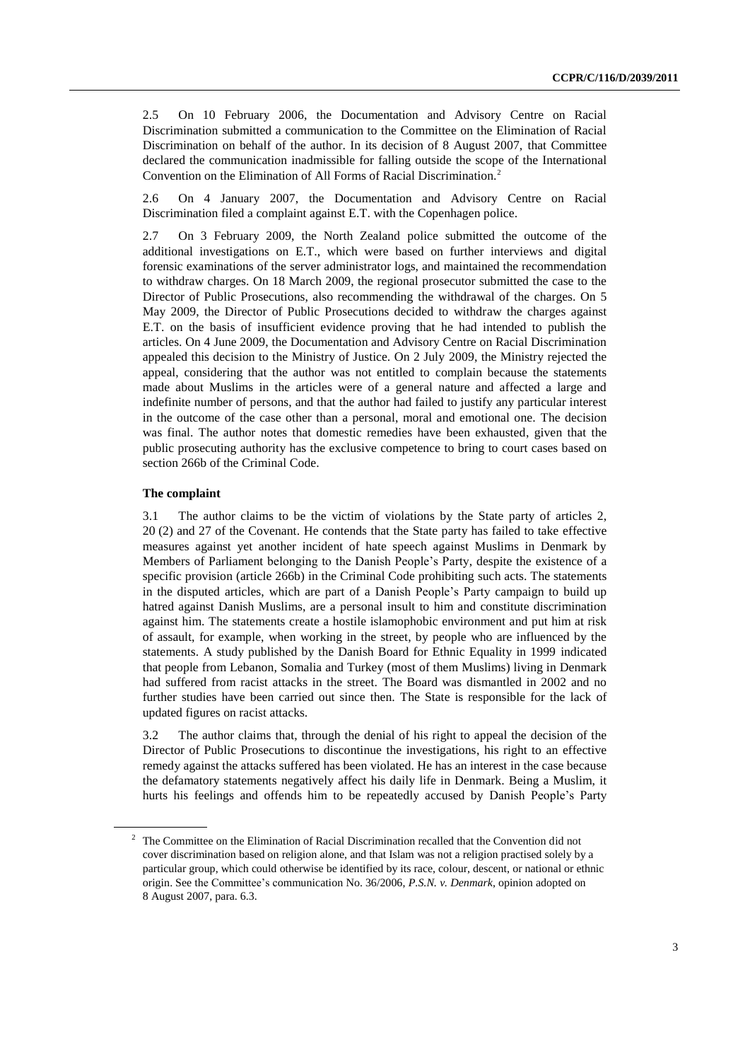2.5 On 10 February 2006, the Documentation and Advisory Centre on Racial Discrimination submitted a communication to the Committee on the Elimination of Racial Discrimination on behalf of the author. In its decision of 8 August 2007, that Committee declared the communication inadmissible for falling outside the scope of the International Convention on the Elimination of All Forms of Racial Discrimination.[2]

2.6 On 4 January 2007, the Documentation and Advisory Centre on Racial Discrimination filed a complaint against E.T. with the Copenhagen police.

2.7 On 3 February 2009, the North Zealand police submitted the outcome of the additional investigations on E.T., which were based on further interviews and digital forensic examinations of the server administrator logs, and maintained the recommendation to withdraw charges. On 18 March 2009, the regional prosecutor submitted the case to the Director of Public Prosecutions, also recommending the withdrawal of the charges. On 5 May 2009, the Director of Public Prosecutions decided to withdraw the charges against E.T. on the basis of insufficient evidence proving that he had intended to publish the articles. On 4 June 2009, the Documentation and Advisory Centre on Racial Discrimination appealed this decision to the Ministry of Justice. On 2 July 2009, the Ministry rejected the appeal, considering that the author was not entitled to complain because the statements made about Muslims in the articles were of a general nature and affected a large and indefinite number of persons, and that the author had failed to justify any particular interest in the outcome of the case other than a personal, moral and emotional one. The decision was final. The author notes that domestic remedies have been exhausted, given that the public prosecuting authority has the exclusive competence to bring to court cases based on section 266b of the Criminal Code.

### The complaint

3.1 The author claims to be the victim of violations by the State party of articles 2, 20 (2) and 27 of the Covenant. He contends that the State party has failed to take effective measures against yet another incident of hate speech against Muslims in Denmark by Members of Parliament belonging to the Danish People's Party, despite the existence of a specific provision (article 266b) in the Criminal Code prohibiting such acts. The statements in the disputed articles, which are part of a Danish People's Party campaign to build up hatred against Danish Muslims, are a personal insult to him and constitute discrimination against him. The statements create a hostile islamophobic environment and put him at risk of assault, for example, when working in the street, by people who are influenced by the statements. A study published by the Danish Board for Ethnic Equality in 1999 indicated that people from Lebanon, Somalia and Turkey (most of them Muslims) living in Denmark had suffered from racist attacks in the street. The Board was dismantled in 2002 and no further studies have been carried out since then. The State is responsible for the lack of updated figures on racist attacks.

3.2 The author claims that, through the denial of his right to appeal the decision of the Director of Public Prosecutions to discontinue the investigations, his right to an effective remedy against the attacks suffered has been violated. He has an interest in the case because the defamatory statements negatively affect his daily life in Denmark. Being a Muslim, it hurts his feelings and offends him to be repeatedly accused by Danish People's Party

---

[2] The Committee on the Elimination of Racial Discrimination recalled that the Convention did not cover discrimination based on religion alone, and that Islam was not a religion practised solely by a particular group, which could otherwise be identified by its race, colour, descent, or national or ethnic origin. See the Committee's communication No. 36/2006, *P.S.N. v. Denmark*, opinion adopted on 8 August 2007, para. 6.3.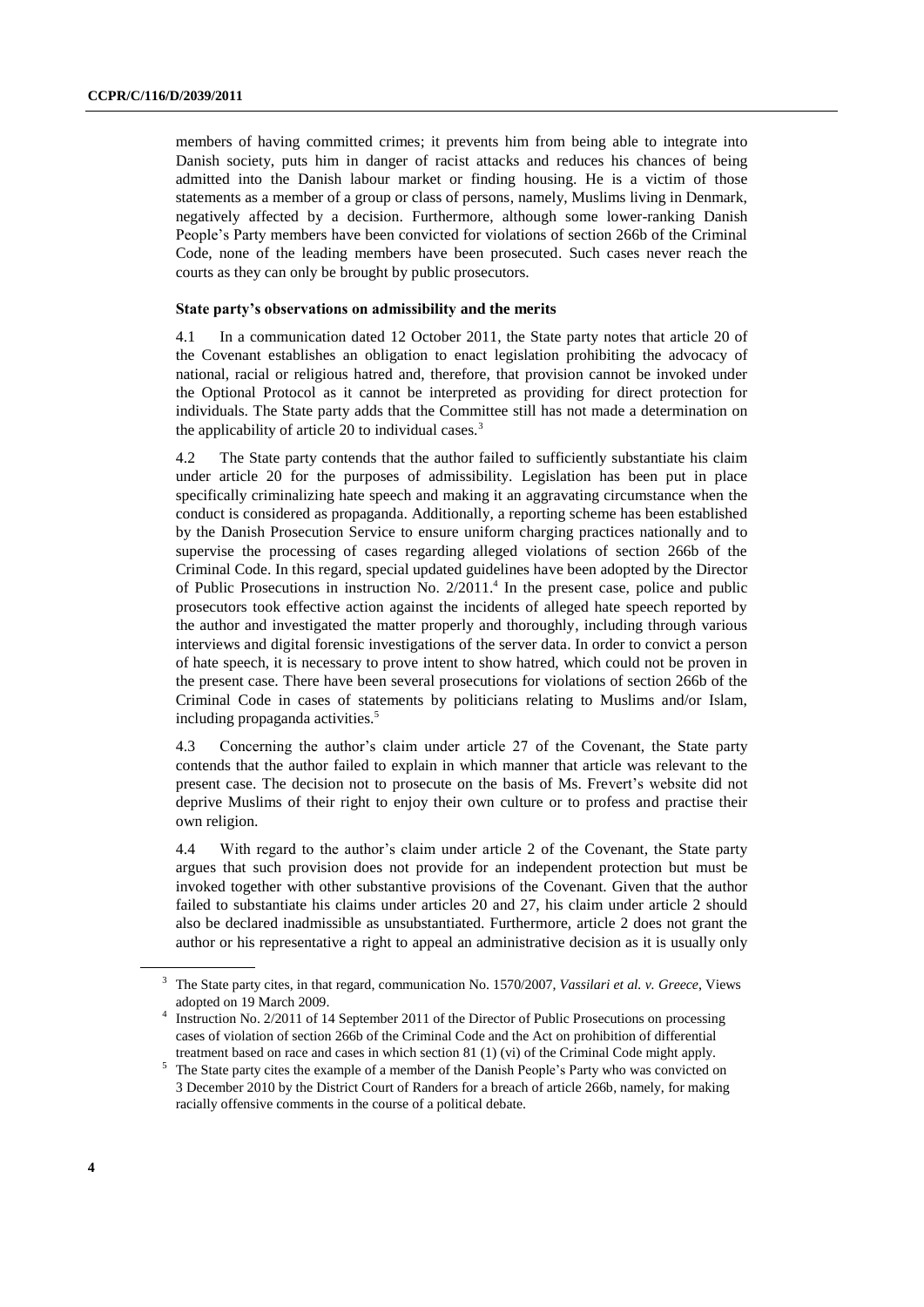members of having committed crimes; it prevents him from being able to integrate into Danish society, puts him in danger of racist attacks and reduces his chances of being admitted into the Danish labour market or finding housing. He is a victim of those statements as a member of a group or class of persons, namely, Muslims living in Denmark, negatively affected by a decision. Furthermore, although some lower-ranking Danish People's Party members have been convicted for violations of section 266b of the Criminal Code, none of the leading members have been prosecuted. Such cases never reach the courts as they can only be brought by public prosecutors.

### State party's observations on admissibility and the merits

4.1 In a communication dated 12 October 2011, the State party notes that article 20 of the Covenant establishes an obligation to enact legislation prohibiting the advocacy of national, racial or religious hatred and, therefore, that provision cannot be invoked under the Optional Protocol as it cannot be interpreted as providing for direct protection for individuals. The State party adds that the Committee still has not made a determination on the applicability of article 20 to individual cases.[3]

4.2 The State party contends that the author failed to sufficiently substantiate his claim under article 20 for the purposes of admissibility. Legislation has been put in place specifically criminalizing hate speech and making it an aggravating circumstance when the conduct is considered as propaganda. Additionally, a reporting scheme has been established by the Danish Prosecution Service to ensure uniform charging practices nationally and to supervise the processing of cases regarding alleged violations of section 266b of the Criminal Code. In this regard, special updated guidelines have been adopted by the Director of Public Prosecutions in instruction No. 2/2011.[4] In the present case, police and public prosecutors took effective action against the incidents of alleged hate speech reported by the author and investigated the matter properly and thoroughly, including through various interviews and digital forensic investigations of the server data. In order to convict a person of hate speech, it is necessary to prove intent to show hatred, which could not be proven in the present case. There have been several prosecutions for violations of section 266b of the Criminal Code in cases of statements by politicians relating to Muslims and/or Islam, including propaganda activities.[5]

4.3 Concerning the author's claim under article 27 of the Covenant, the State party contends that the author failed to explain in which manner that article was relevant to the present case. The decision not to prosecute on the basis of Ms. Frevert's website did not deprive Muslims of their right to enjoy their own culture or to profess and practise their own religion.

4.4 With regard to the author's claim under article 2 of the Covenant, the State party argues that such provision does not provide for an independent protection but must be invoked together with other substantive provisions of the Covenant. Given that the author failed to substantiate his claims under articles 20 and 27, his claim under article 2 should also be declared inadmissible as unsubstantiated. Furthermore, article 2 does not grant the author or his representative a right to appeal an administrative decision as it is usually only

---

[3] The State party cites, in that regard, communication No. 1570/2007, *Vassilari et al. v. Greece*, Views adopted on 19 March 2009.

[4] Instruction No. 2/2011 of 14 September 2011 of the Director of Public Prosecutions on processing cases of violation of section 266b of the Criminal Code and the Act on prohibition of differential treatment based on race and cases in which section 81 (1) (vi) of the Criminal Code might apply.

[5] The State party cites the example of a member of the Danish People's Party who was convicted on 3 December 2010 by the District Court of Randers for a breach of article 266b, namely, for making racially offensive comments in the course of a political debate.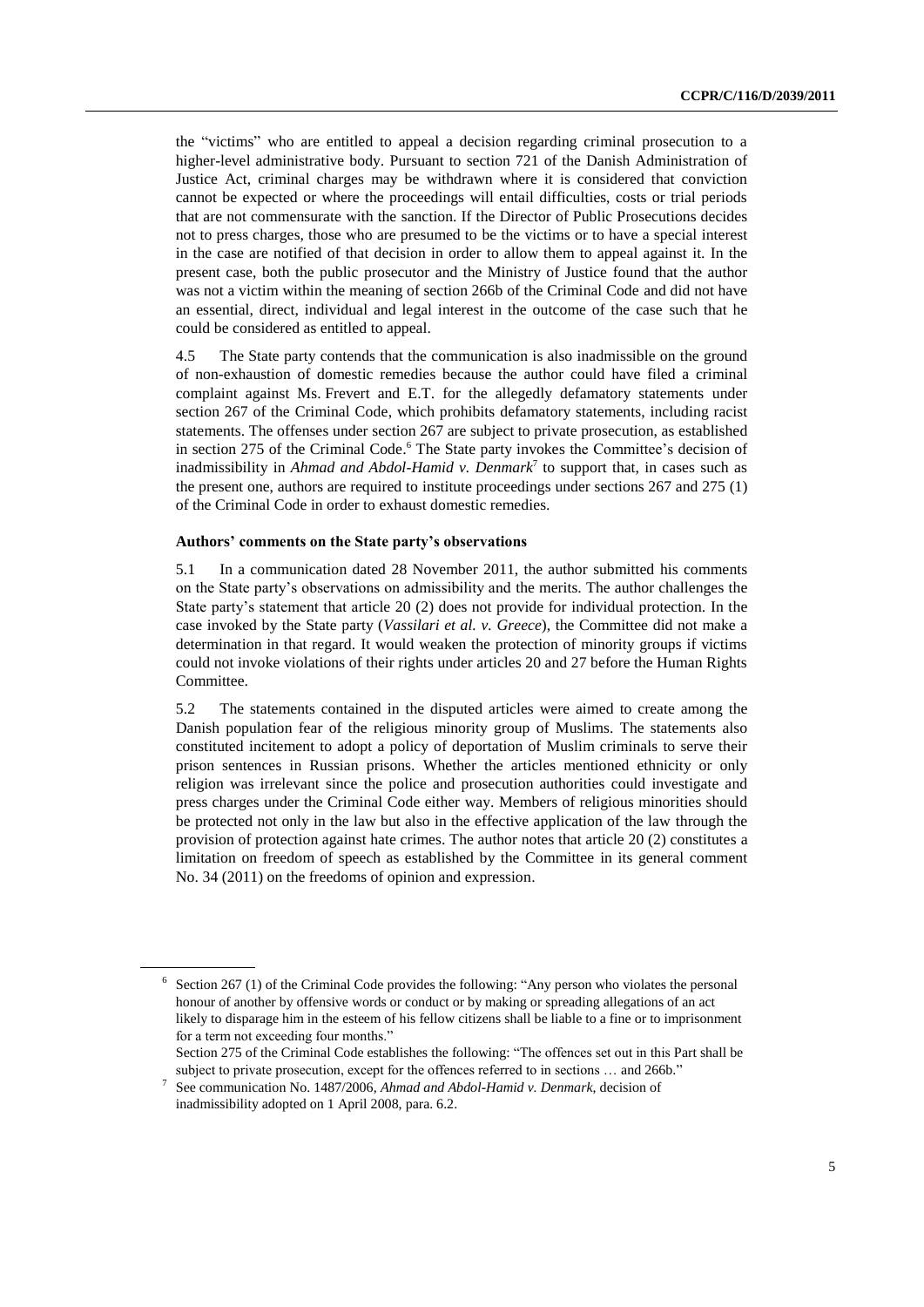the "victims" who are entitled to appeal a decision regarding criminal prosecution to a higher-level administrative body. Pursuant to section 721 of the Danish Administration of Justice Act, criminal charges may be withdrawn where it is considered that conviction cannot be expected or where the proceedings will entail difficulties, costs or trial periods that are not commensurate with the sanction. If the Director of Public Prosecutions decides not to press charges, those who are presumed to be the victims or to have a special interest in the case are notified of that decision in order to allow them to appeal against it. In the present case, both the public prosecutor and the Ministry of Justice found that the author was not a victim within the meaning of section 266b of the Criminal Code and did not have an essential, direct, individual and legal interest in the outcome of the case such that he could be considered as entitled to appeal.

4.5 The State party contends that the communication is also inadmissible on the ground of non-exhaustion of domestic remedies because the author could have filed a criminal complaint against Ms. Frevert and E.T. for the allegedly defamatory statements under section 267 of the Criminal Code, which prohibits defamatory statements, including racist statements. The offenses under section 267 are subject to private prosecution, as established in section 275 of the Criminal Code.[6] The State party invokes the Committee's decision of inadmissibility in *Ahmad and Abdol-Hamid v. Denmark*[7] to support that, in cases such as the present one, authors are required to institute proceedings under sections 267 and 275 (1) of the Criminal Code in order to exhaust domestic remedies.

**Authors' comments on the State party's observations**

5.1 In a communication dated 28 November 2011, the author submitted his comments on the State party's observations on admissibility and the merits. The author challenges the State party's statement that article 20 (2) does not provide for individual protection. In the case invoked by the State party (*Vassilari et al. v. Greece*), the Committee did not make a determination in that regard. It would weaken the protection of minority groups if victims could not invoke violations of their rights under articles 20 and 27 before the Human Rights Committee.

5.2 The statements contained in the disputed articles were aimed to create among the Danish population fear of the religious minority group of Muslims. The statements also constituted incitement to adopt a policy of deportation of Muslim criminals to serve their prison sentences in Russian prisons. Whether the articles mentioned ethnicity or only religion was irrelevant since the police and prosecution authorities could investigate and press charges under the Criminal Code either way. Members of religious minorities should be protected not only in the law but also in the effective application of the law through the provision of protection against hate crimes. The author notes that article 20 (2) constitutes a limitation on freedom of speech as established by the Committee in its general comment No. 34 (2011) on the freedoms of opinion and expression.

---

[6] Section 267 (1) of the Criminal Code provides the following: "Any person who violates the personal honour of another by offensive words or conduct or by making or spreading allegations of an act likely to disparage him in the esteem of his fellow citizens shall be liable to a fine or to imprisonment for a term not exceeding four months."
Section 275 of the Criminal Code establishes the following: "The offences set out in this Part shall be subject to private prosecution, except for the offences referred to in sections … and 266b."

[7] See communication No. 1487/2006, *Ahmad and Abdol-Hamid v. Denmark*, decision of inadmissibility adopted on 1 April 2008, para. 6.2.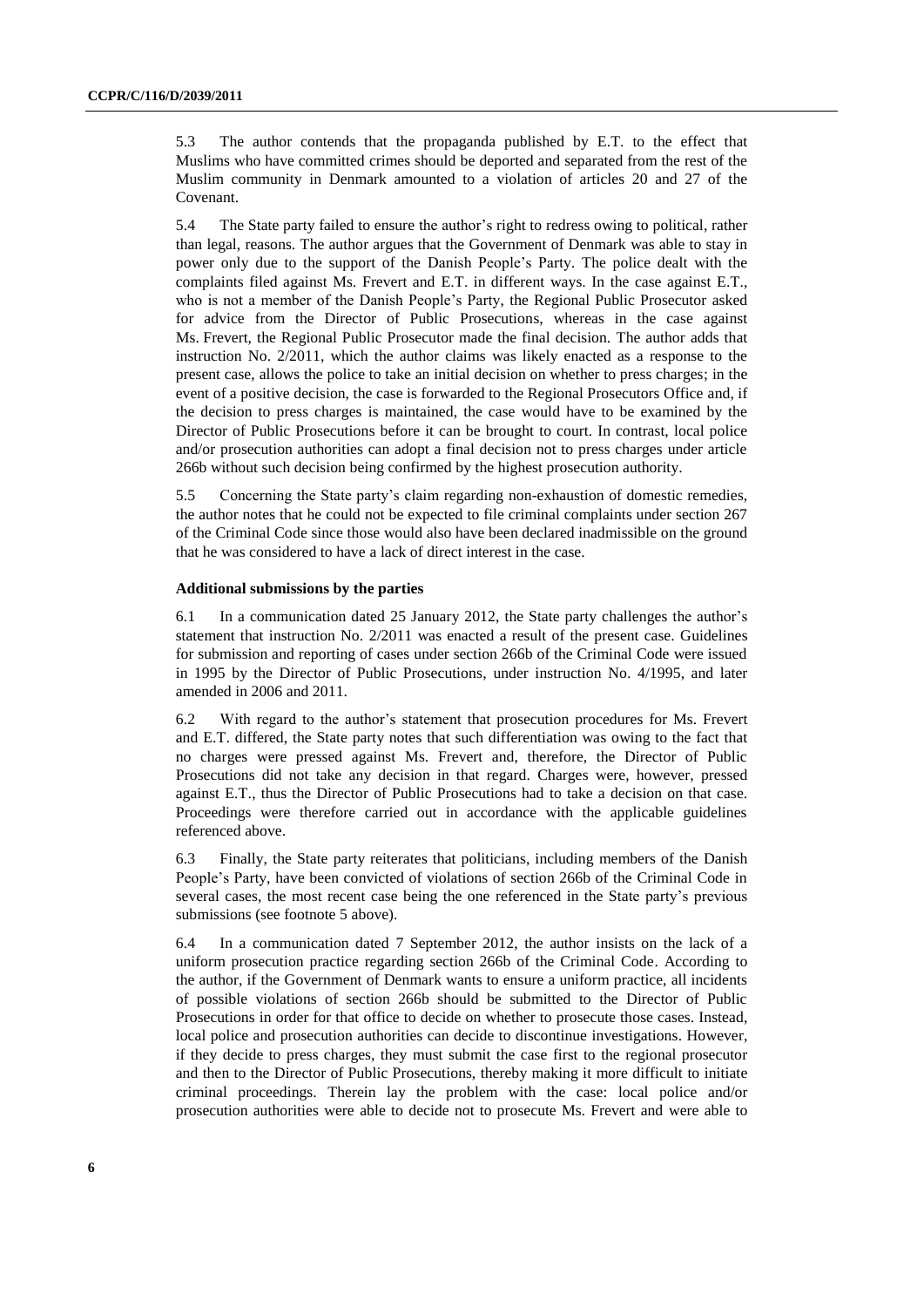5.3 The author contends that the propaganda published by E.T. to the effect that Muslims who have committed crimes should be deported and separated from the rest of the Muslim community in Denmark amounted to a violation of articles 20 and 27 of the Covenant.

5.4 The State party failed to ensure the author's right to redress owing to political, rather than legal, reasons. The author argues that the Government of Denmark was able to stay in power only due to the support of the Danish People's Party. The police dealt with the complaints filed against Ms. Frevert and E.T. in different ways. In the case against E.T., who is not a member of the Danish People's Party, the Regional Public Prosecutor asked for advice from the Director of Public Prosecutions, whereas in the case against Ms. Frevert, the Regional Public Prosecutor made the final decision. The author adds that instruction No. 2/2011, which the author claims was likely enacted as a response to the present case, allows the police to take an initial decision on whether to press charges; in the event of a positive decision, the case is forwarded to the Regional Prosecutors Office and, if the decision to press charges is maintained, the case would have to be examined by the Director of Public Prosecutions before it can be brought to court. In contrast, local police and/or prosecution authorities can adopt a final decision not to press charges under article 266b without such decision being confirmed by the highest prosecution authority.

5.5 Concerning the State party's claim regarding non-exhaustion of domestic remedies, the author notes that he could not be expected to file criminal complaints under section 267 of the Criminal Code since those would also have been declared inadmissible on the ground that he was considered to have a lack of direct interest in the case.

### Additional submissions by the parties

6.1 In a communication dated 25 January 2012, the State party challenges the author's statement that instruction No. 2/2011 was enacted a result of the present case. Guidelines for submission and reporting of cases under section 266b of the Criminal Code were issued in 1995 by the Director of Public Prosecutions, under instruction No. 4/1995, and later amended in 2006 and 2011.

6.2 With regard to the author's statement that prosecution procedures for Ms. Frevert and E.T. differed, the State party notes that such differentiation was owing to the fact that no charges were pressed against Ms. Frevert and, therefore, the Director of Public Prosecutions did not take any decision in that regard. Charges were, however, pressed against E.T., thus the Director of Public Prosecutions had to take a decision on that case. Proceedings were therefore carried out in accordance with the applicable guidelines referenced above.

6.3 Finally, the State party reiterates that politicians, including members of the Danish People's Party, have been convicted of violations of section 266b of the Criminal Code in several cases, the most recent case being the one referenced in the State party's previous submissions (see footnote 5 above).

6.4 In a communication dated 7 September 2012, the author insists on the lack of a uniform prosecution practice regarding section 266b of the Criminal Code. According to the author, if the Government of Denmark wants to ensure a uniform practice, all incidents of possible violations of section 266b should be submitted to the Director of Public Prosecutions in order for that office to decide on whether to prosecute those cases. Instead, local police and prosecution authorities can decide to discontinue investigations. However, if they decide to press charges, they must submit the case first to the regional prosecutor and then to the Director of Public Prosecutions, thereby making it more difficult to initiate criminal proceedings. Therein lay the problem with the case: local police and/or prosecution authorities were able to decide not to prosecute Ms. Frevert and were able to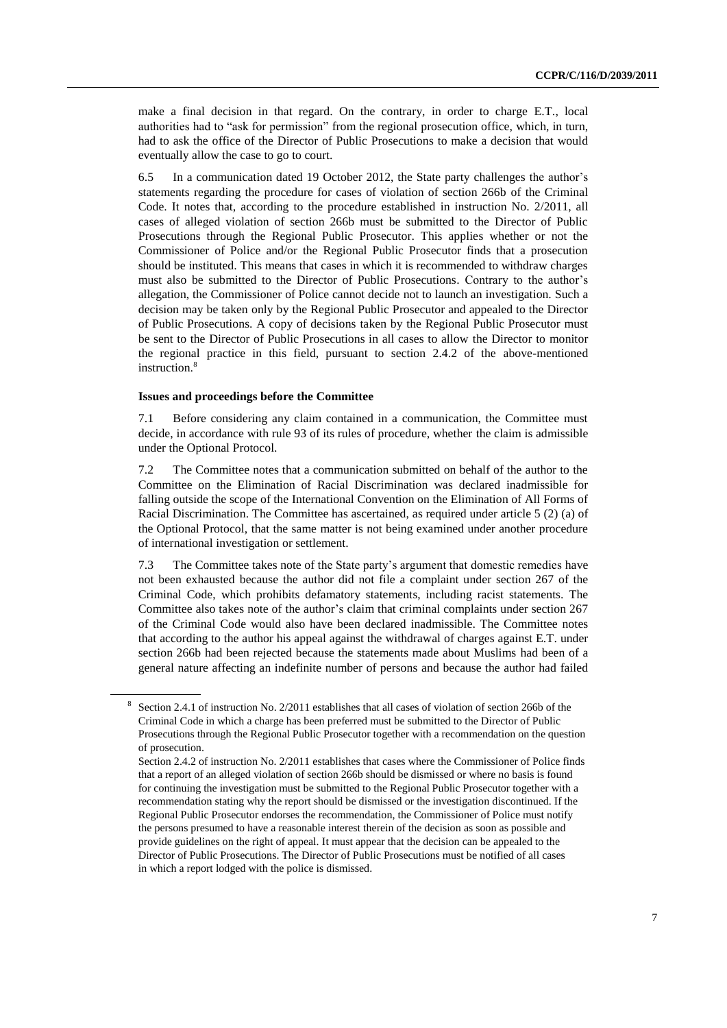make a final decision in that regard. On the contrary, in order to charge E.T., local authorities had to "ask for permission" from the regional prosecution office, which, in turn, had to ask the office of the Director of Public Prosecutions to make a decision that would eventually allow the case to go to court.

6.5 In a communication dated 19 October 2012, the State party challenges the author's statements regarding the procedure for cases of violation of section 266b of the Criminal Code. It notes that, according to the procedure established in instruction No. 2/2011, all cases of alleged violation of section 266b must be submitted to the Director of Public Prosecutions through the Regional Public Prosecutor. This applies whether or not the Commissioner of Police and/or the Regional Public Prosecutor finds that a prosecution should be instituted. This means that cases in which it is recommended to withdraw charges must also be submitted to the Director of Public Prosecutions. Contrary to the author's allegation, the Commissioner of Police cannot decide not to launch an investigation. Such a decision may be taken only by the Regional Public Prosecutor and appealed to the Director of Public Prosecutions. A copy of decisions taken by the Regional Public Prosecutor must be sent to the Director of Public Prosecutions in all cases to allow the Director to monitor the regional practice in this field, pursuant to section 2.4.2 of the above-mentioned instruction.[8]

### Issues and proceedings before the Committee

7.1 Before considering any claim contained in a communication, the Committee must decide, in accordance with rule 93 of its rules of procedure, whether the claim is admissible under the Optional Protocol.

7.2 The Committee notes that a communication submitted on behalf of the author to the Committee on the Elimination of Racial Discrimination was declared inadmissible for falling outside the scope of the International Convention on the Elimination of All Forms of Racial Discrimination. The Committee has ascertained, as required under article 5 (2) (a) of the Optional Protocol, that the same matter is not being examined under another procedure of international investigation or settlement.

7.3 The Committee takes note of the State party's argument that domestic remedies have not been exhausted because the author did not file a complaint under section 267 of the Criminal Code, which prohibits defamatory statements, including racist statements. The Committee also takes note of the author's claim that criminal complaints under section 267 of the Criminal Code would also have been declared inadmissible. The Committee notes that according to the author his appeal against the withdrawal of charges against E.T. under section 266b had been rejected because the statements made about Muslims had been of a general nature affecting an indefinite number of persons and because the author had failed

---

[8] Section 2.4.1 of instruction No. 2/2011 establishes that all cases of violation of section 266b of the Criminal Code in which a charge has been preferred must be submitted to the Director of Public Prosecutions through the Regional Public Prosecutor together with a recommendation on the question of prosecution.

Section 2.4.2 of instruction No. 2/2011 establishes that cases where the Commissioner of Police finds that a report of an alleged violation of section 266b should be dismissed or where no basis is found for continuing the investigation must be submitted to the Regional Public Prosecutor together with a recommendation stating why the report should be dismissed or the investigation discontinued. If the Regional Public Prosecutor endorses the recommendation, the Commissioner of Police must notify the persons presumed to have a reasonable interest therein of the decision as soon as possible and provide guidelines on the right of appeal. It must appear that the decision can be appealed to the Director of Public Prosecutions. The Director of Public Prosecutions must be notified of all cases in which a report lodged with the police is dismissed.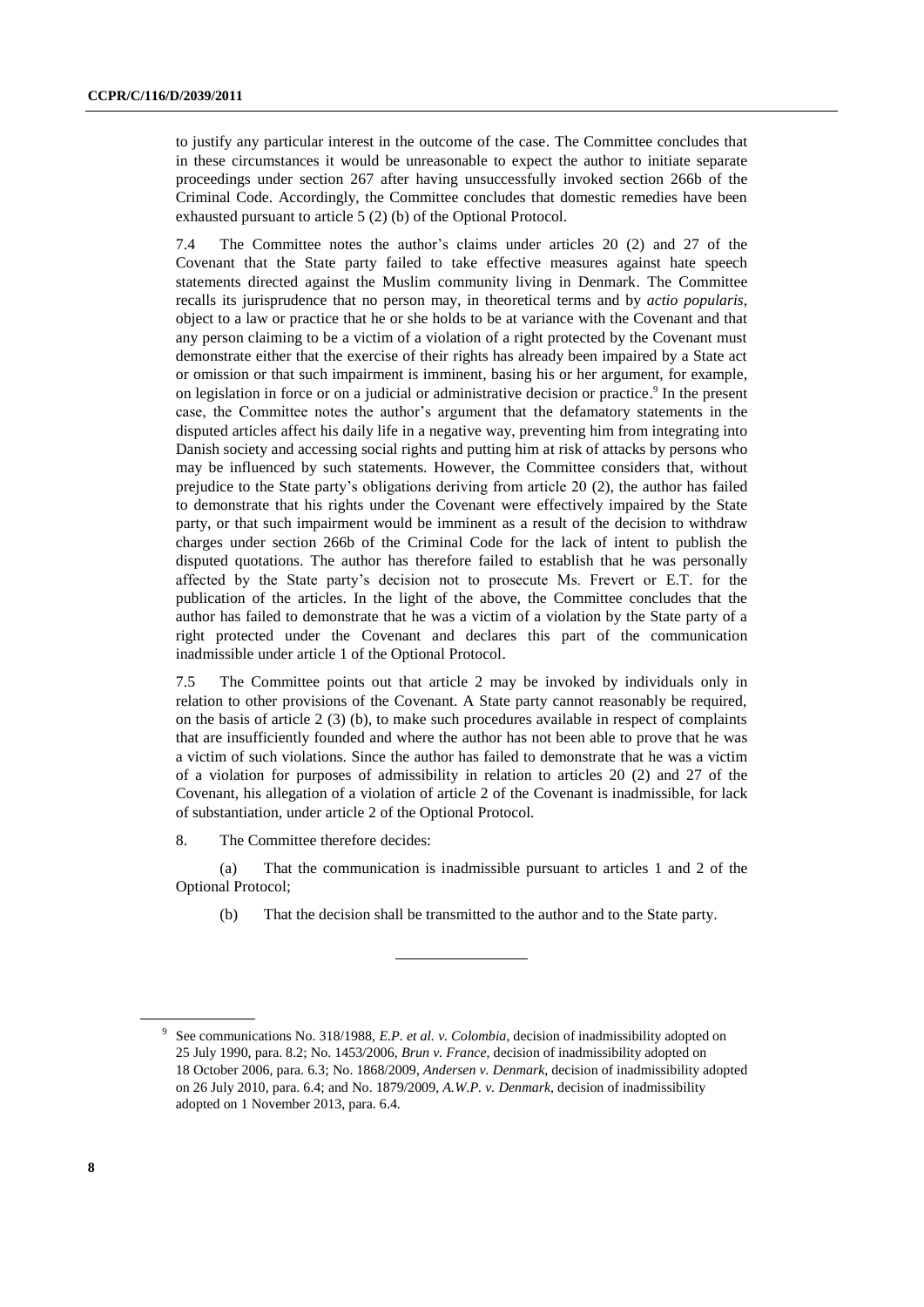to justify any particular interest in the outcome of the case. The Committee concludes that in these circumstances it would be unreasonable to expect the author to initiate separate proceedings under section 267 after having unsuccessfully invoked section 266b of the Criminal Code. Accordingly, the Committee concludes that domestic remedies have been exhausted pursuant to article 5 (2) (b) of the Optional Protocol.

7.4 The Committee notes the author's claims under articles 20 (2) and 27 of the Covenant that the State party failed to take effective measures against hate speech statements directed against the Muslim community living in Denmark. The Committee recalls its jurisprudence that no person may, in theoretical terms and by *actio popularis*, object to a law or practice that he or she holds to be at variance with the Covenant and that any person claiming to be a victim of a violation of a right protected by the Covenant must demonstrate either that the exercise of their rights has already been impaired by a State act or omission or that such impairment is imminent, basing his or her argument, for example, on legislation in force or on a judicial or administrative decision or practice.[9] In the present case, the Committee notes the author's argument that the defamatory statements in the disputed articles affect his daily life in a negative way, preventing him from integrating into Danish society and accessing social rights and putting him at risk of attacks by persons who may be influenced by such statements. However, the Committee considers that, without prejudice to the State party's obligations deriving from article 20 (2), the author has failed to demonstrate that his rights under the Covenant were effectively impaired by the State party, or that such impairment would be imminent as a result of the decision to withdraw charges under section 266b of the Criminal Code for the lack of intent to publish the disputed quotations. The author has therefore failed to establish that he was personally affected by the State party's decision not to prosecute Ms. Frevert or E.T. for the publication of the articles. In the light of the above, the Committee concludes that the author has failed to demonstrate that he was a victim of a violation by the State party of a right protected under the Covenant and declares this part of the communication inadmissible under article 1 of the Optional Protocol.

7.5 The Committee points out that article 2 may be invoked by individuals only in relation to other provisions of the Covenant. A State party cannot reasonably be required, on the basis of article 2 (3) (b), to make such procedures available in respect of complaints that are insufficiently founded and where the author has not been able to prove that he was a victim of such violations. Since the author has failed to demonstrate that he was a victim of a violation for purposes of admissibility in relation to articles 20 (2) and 27 of the Covenant, his allegation of a violation of article 2 of the Covenant is inadmissible, for lack of substantiation, under article 2 of the Optional Protocol.

8. The Committee therefore decides:

(a) That the communication is inadmissible pursuant to articles 1 and 2 of the Optional Protocol;

(b) That the decision shall be transmitted to the author and to the State party.

---

[9] See communications No. 318/1988, *E.P. et al. v. Colombia*, decision of inadmissibility adopted on 25 July 1990, para. 8.2; No. 1453/2006, *Brun v. France*, decision of inadmissibility adopted on 18 October 2006, para. 6.3; No. 1868/2009, *Andersen v. Denmark*, decision of inadmissibility adopted on 26 July 2010, para. 6.4; and No. 1879/2009, *A.W.P. v. Denmark*, decision of inadmissibility adopted on 1 November 2013, para. 6.4.